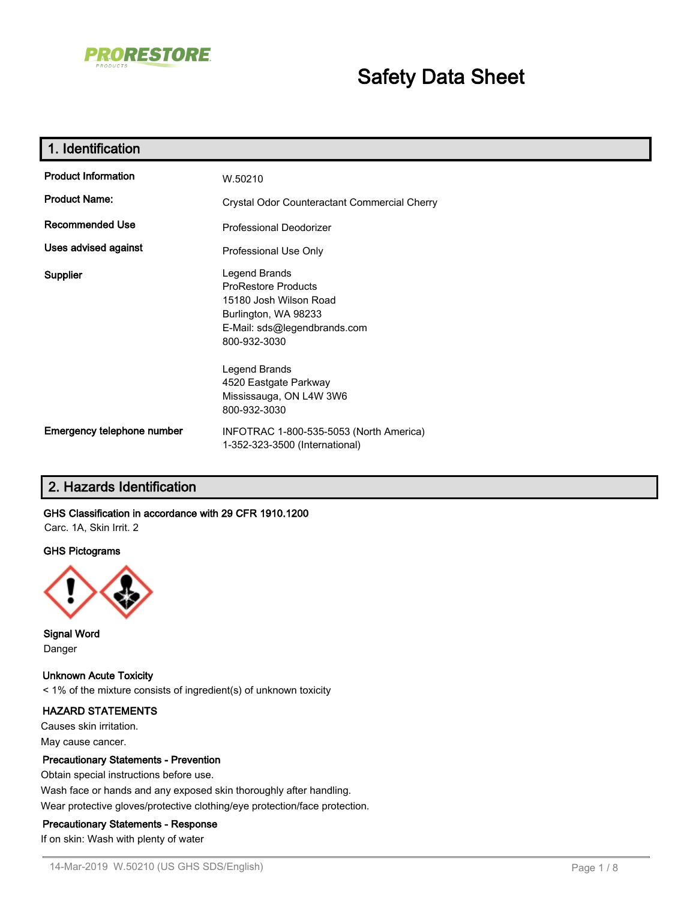PRORESTORE PRODUCTS

# Safety Data Sheet

## 1. Identification

| | |
|---|---|
| **Product Information** | W.50210 |
| **Product Name:** | Crystal Odor Counteractant Commercial Cherry |
| **Recommended Use** | Professional Deodorizer |
| **Uses advised against** | Professional Use Only |
| **Supplier** | Legend Brands<br>ProRestore Products<br>15180 Josh Wilson Road<br>Burlington, WA 98233<br>E-Mail: sds@legendbrands.com<br>800-932-3030<br><br>Legend Brands<br>4520 Eastgate Parkway<br>Mississauga, ON L4W 3W6<br>800-932-3030 |
| **Emergency telephone number** | INFOTRAC 1-800-535-5053 (North America)<br>1-352-323-3500 (International) |

## 2. Hazards Identification

**GHS Classification in accordance with 29 CFR 1910.1200**

Carc. 1A, Skin Irrit. 2

**GHS Pictograms**

**Signal Word**

Danger

**Unknown Acute Toxicity**

< 1% of the mixture consists of ingredient(s) of unknown toxicity

**HAZARD STATEMENTS**

Causes skin irritation.

May cause cancer.

**Precautionary Statements - Prevention**

Obtain special instructions before use.

Wash face or hands and any exposed skin thoroughly after handling.

Wear protective gloves/protective clothing/eye protection/face protection.

**Precautionary Statements - Response**

If on skin: Wash with plenty of water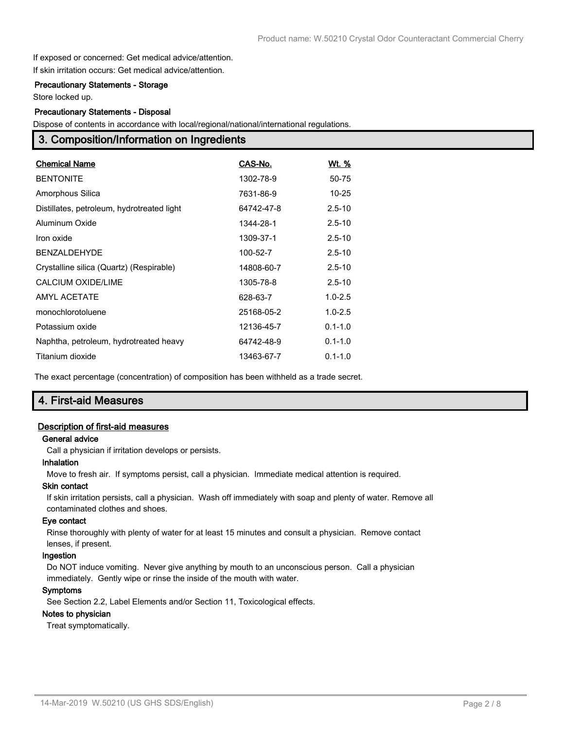If exposed or concerned: Get medical advice/attention.
If skin irritation occurs: Get medical advice/attention.

**Precautionary Statements - Storage**

Store locked up.

**Precautionary Statements - Disposal**

Dispose of contents in accordance with local/regional/national/international regulations.

## 3. Composition/Information on Ingredients

| Chemical Name | CAS-No. | Wt. % |
|---|---|---|
| BENTONITE | 1302-78-9 | 50-75 |
| Amorphous Silica | 7631-86-9 | 10-25 |
| Distillates, petroleum, hydrotreated light | 64742-47-8 | 2.5-10 |
| Aluminum Oxide | 1344-28-1 | 2.5-10 |
| Iron oxide | 1309-37-1 | 2.5-10 |
| BENZALDEHYDE | 100-52-7 | 2.5-10 |
| Crystalline silica (Quartz) (Respirable) | 14808-60-7 | 2.5-10 |
| CALCIUM OXIDE/LIME | 1305-78-8 | 2.5-10 |
| AMYL ACETATE | 628-63-7 | 1.0-2.5 |
| monochlorotoluene | 25168-05-2 | 1.0-2.5 |
| Potassium oxide | 12136-45-7 | 0.1-1.0 |
| Naphtha, petroleum, hydrotreated heavy | 64742-48-9 | 0.1-1.0 |
| Titanium dioxide | 13463-67-7 | 0.1-1.0 |

The exact percentage (concentration) of composition has been withheld as a trade secret.

## 4. First-aid Measures

### Description of first-aid measures

**General advice**

Call a physician if irritation develops or persists.

**Inhalation**

Move to fresh air. If symptoms persist, call a physician. Immediate medical attention is required.

**Skin contact**

If skin irritation persists, call a physician. Wash off immediately with soap and plenty of water. Remove all contaminated clothes and shoes.

**Eye contact**

Rinse thoroughly with plenty of water for at least 15 minutes and consult a physician. Remove contact lenses, if present.

**Ingestion**

Do NOT induce vomiting. Never give anything by mouth to an unconscious person. Call a physician immediately. Gently wipe or rinse the inside of the mouth with water.

**Symptoms**

See Section 2.2, Label Elements and/or Section 11, Toxicological effects.

**Notes to physician**

Treat symptomatically.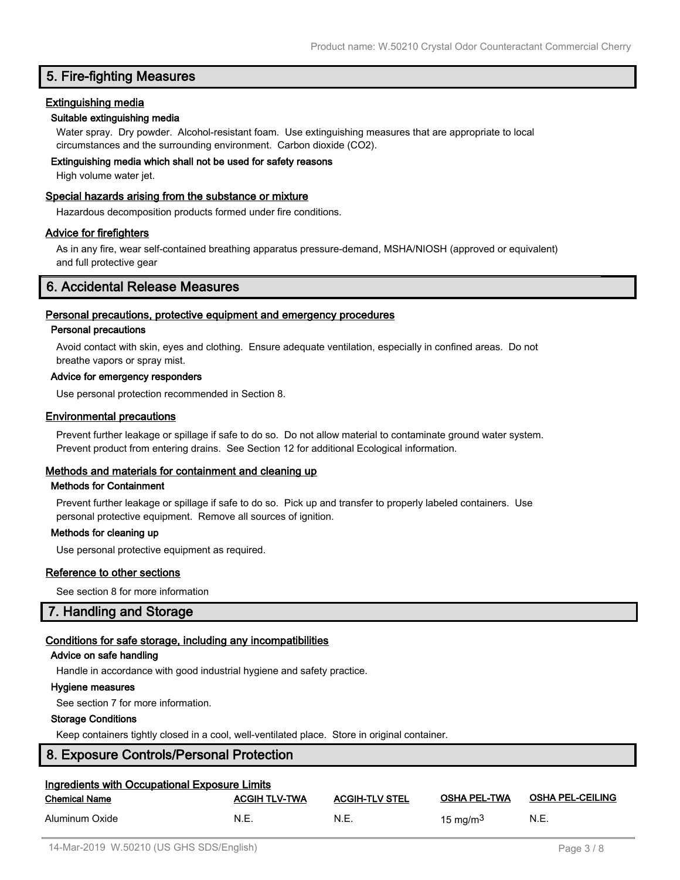## 5. Fire-fighting Measures

### Extinguishing media

#### Suitable extinguishing media

Water spray. Dry powder. Alcohol-resistant foam. Use extinguishing measures that are appropriate to local circumstances and the surrounding environment. Carbon dioxide ($CO_2$).

#### Extinguishing media which shall not be used for safety reasons

High volume water jet.

### Special hazards arising from the substance or mixture

Hazardous decomposition products formed under fire conditions.

### Advice for firefighters

As in any fire, wear self-contained breathing apparatus pressure-demand, MSHA/NIOSH (approved or equivalent) and full protective gear

## 6. Accidental Release Measures

### Personal precautions, protective equipment and emergency procedures

#### Personal precautions

Avoid contact with skin, eyes and clothing. Ensure adequate ventilation, especially in confined areas. Do not breathe vapors or spray mist.

#### Advice for emergency responders

Use personal protection recommended in Section 8.

### Environmental precautions

Prevent further leakage or spillage if safe to do so. Do not allow material to contaminate ground water system. Prevent product from entering drains. See Section 12 for additional Ecological information.

### Methods and materials for containment and cleaning up

#### Methods for Containment

Prevent further leakage or spillage if safe to do so. Pick up and transfer to properly labeled containers. Use personal protective equipment. Remove all sources of ignition.

#### Methods for cleaning up

Use personal protective equipment as required.

### Reference to other sections

See section 8 for more information

## 7. Handling and Storage

### Conditions for safe storage, including any incompatibilities

#### Advice on safe handling

Handle in accordance with good industrial hygiene and safety practice.

#### Hygiene measures

See section 7 for more information.

#### Storage Conditions

Keep containers tightly closed in a cool, well-ventilated place. Store in original container.

## 8. Exposure Controls/Personal Protection

### Ingredients with Occupational Exposure Limits

| Chemical Name | ACGIH TLV-TWA | ACGIH-TLV STEL | OSHA PEL-TWA | OSHA PEL-CEILING |
|---|---|---|---|---|
| Aluminum Oxide | N.E. | N.E. | 15 mg/m$^3$ | N.E. |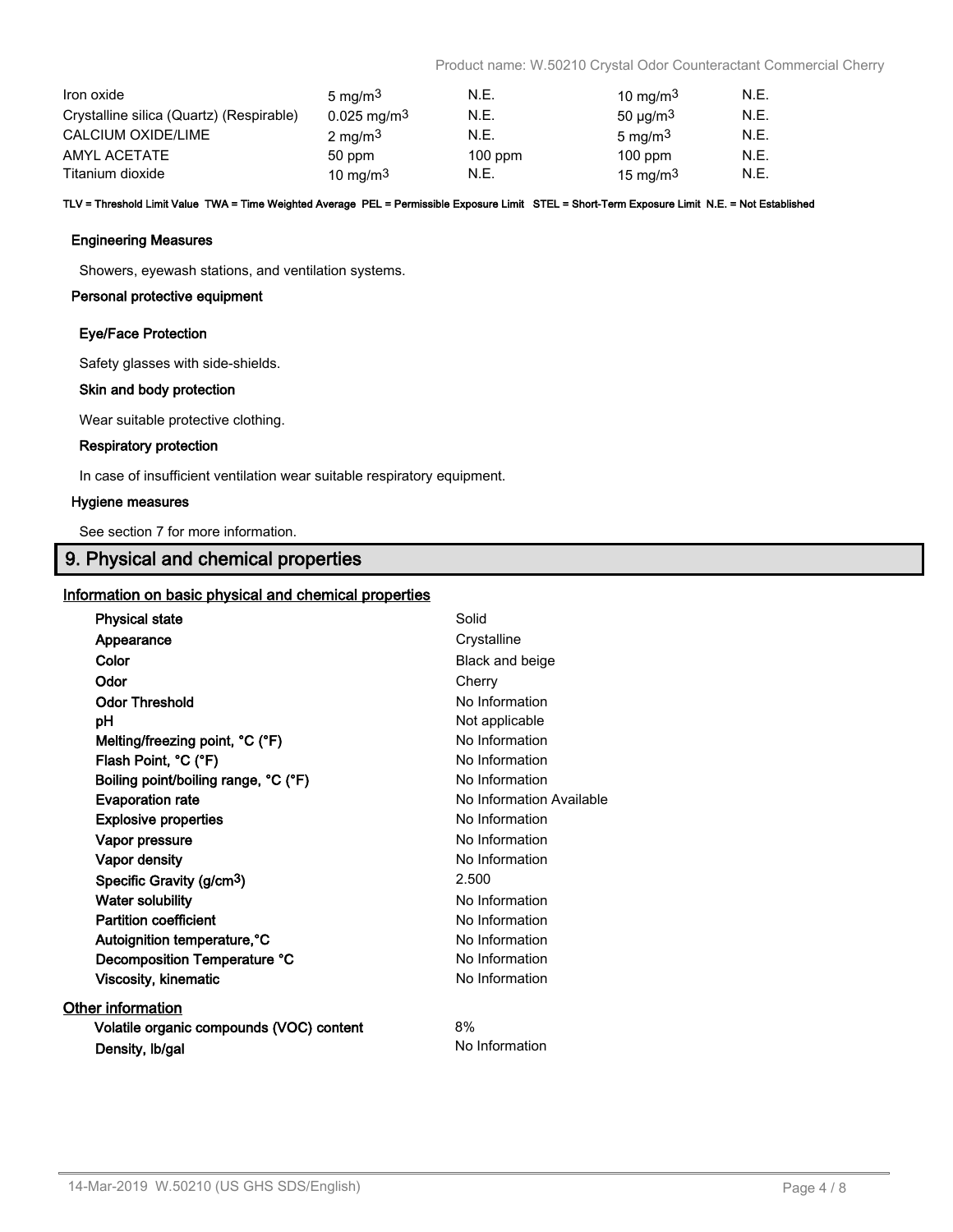| | | | | |
|---|---|---|---|---|
| Iron oxide | 5 mg/m3 | N.E. | 10 mg/m3 | N.E. |
| Crystalline silica (Quartz) (Respirable) | 0.025 mg/m3 | N.E. | 50 µg/m3 | N.E. |
| CALCIUM OXIDE/LIME | 2 mg/m3 | N.E. | 5 mg/m3 | N.E. |
| AMYL ACETATE | 50 ppm | 100 ppm | 100 ppm | N.E. |
| Titanium dioxide | 10 mg/m3 | N.E. | 15 mg/m3 | N.E. |

**TLV = Threshold Limit Value TWA = Time Weighted Average PEL = Permissible Exposure Limit STEL = Short-Term Exposure Limit N.E. = Not Established**

**Engineering Measures**

Showers, eyewash stations, and ventilation systems.

**Personal protective equipment**

**Eye/Face Protection**

Safety glasses with side-shields.

**Skin and body protection**

Wear suitable protective clothing.

**Respiratory protection**

In case of insufficient ventilation wear suitable respiratory equipment.

**Hygiene measures**

See section 7 for more information.

## 9. Physical and chemical properties

### Information on basic physical and chemical properties

| | |
|---|---|
| **Physical state** | Solid |
| **Appearance** | Crystalline |
| **Color** | Black and beige |
| **Odor** | Cherry |
| **Odor Threshold** | No Information |
| **pH** | Not applicable |
| **Melting/freezing point, °C (°F)** | No Information |
| **Flash Point, °C (°F)** | No Information |
| **Boiling point/boiling range, °C (°F)** | No Information |
| **Evaporation rate** | No Information Available |
| **Explosive properties** | No Information |
| **Vapor pressure** | No Information |
| **Vapor density** | No Information |
| **Specific Gravity (g/cm3)** | 2.500 |
| **Water solubility** | No Information |
| **Partition coefficient** | No Information |
| **Autoignition temperature,°C** | No Information |
| **Decomposition Temperature °C** | No Information |
| **Viscosity, kinematic** | No Information |

### Other information

| | |
|---|---|
| **Volatile organic compounds (VOC) content** | 8% |
| **Density, lb/gal** | No Information |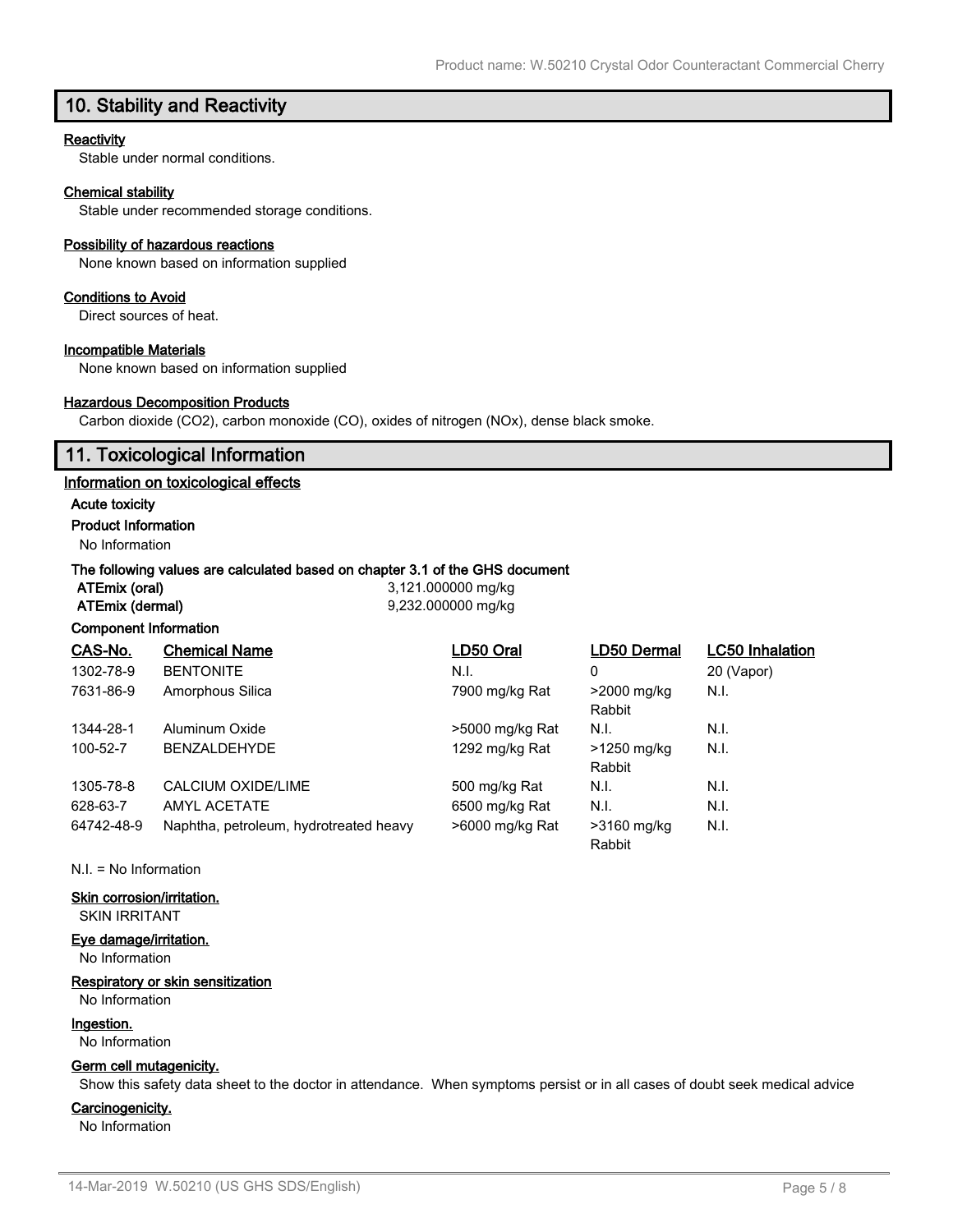## 10. Stability and Reactivity

**Reactivity**

Stable under normal conditions.

**Chemical stability**

Stable under recommended storage conditions.

**Possibility of hazardous reactions**

None known based on information supplied

**Conditions to Avoid**

Direct sources of heat.

**Incompatible Materials**

None known based on information supplied

**Hazardous Decomposition Products**

Carbon dioxide ($CO_2$), carbon monoxide (CO), oxides of nitrogen (NOx), dense black smoke.

## 11. Toxicological Information

**Information on toxicological effects**

**Acute toxicity**

**Product Information**

No Information

**The following values are calculated based on chapter 3.1 of the GHS document**

| | |
|---|---|
| **ATEmix (oral)** | 3,121.000000 mg/kg |
| **ATEmix (dermal)** | 9,232.000000 mg/kg |

**Component Information**

| CAS-No. | Chemical Name | LD50 Oral | LD50 Dermal | LC50 Inhalation |
|---|---|---|---|---|
| 1302-78-9 | BENTONITE | N.I. | 0 | 20 (Vapor) |
| 7631-86-9 | Amorphous Silica | 7900 mg/kg Rat | >2000 mg/kg Rabbit | N.I. |
| 1344-28-1 | Aluminum Oxide | >5000 mg/kg Rat | N.I. | N.I. |
| 100-52-7 | BENZALDEHYDE | 1292 mg/kg Rat | >1250 mg/kg Rabbit | N.I. |
| 1305-78-8 | CALCIUM OXIDE/LIME | 500 mg/kg Rat | N.I. | N.I. |
| 628-63-7 | AMYL ACETATE | 6500 mg/kg Rat | N.I. | N.I. |
| 64742-48-9 | Naphtha, petroleum, hydrotreated heavy | >6000 mg/kg Rat | >3160 mg/kg Rabbit | N.I. |

N.I. = No Information

**Skin corrosion/irritation.**

SKIN IRRITANT

**Eye damage/irritation.**

No Information

**Respiratory or skin sensitization**

No Information

**Ingestion.**

No Information

**Germ cell mutagenicity.**

Show this safety data sheet to the doctor in attendance. When symptoms persist or in all cases of doubt seek medical advice

**Carcinogenicity.**

No Information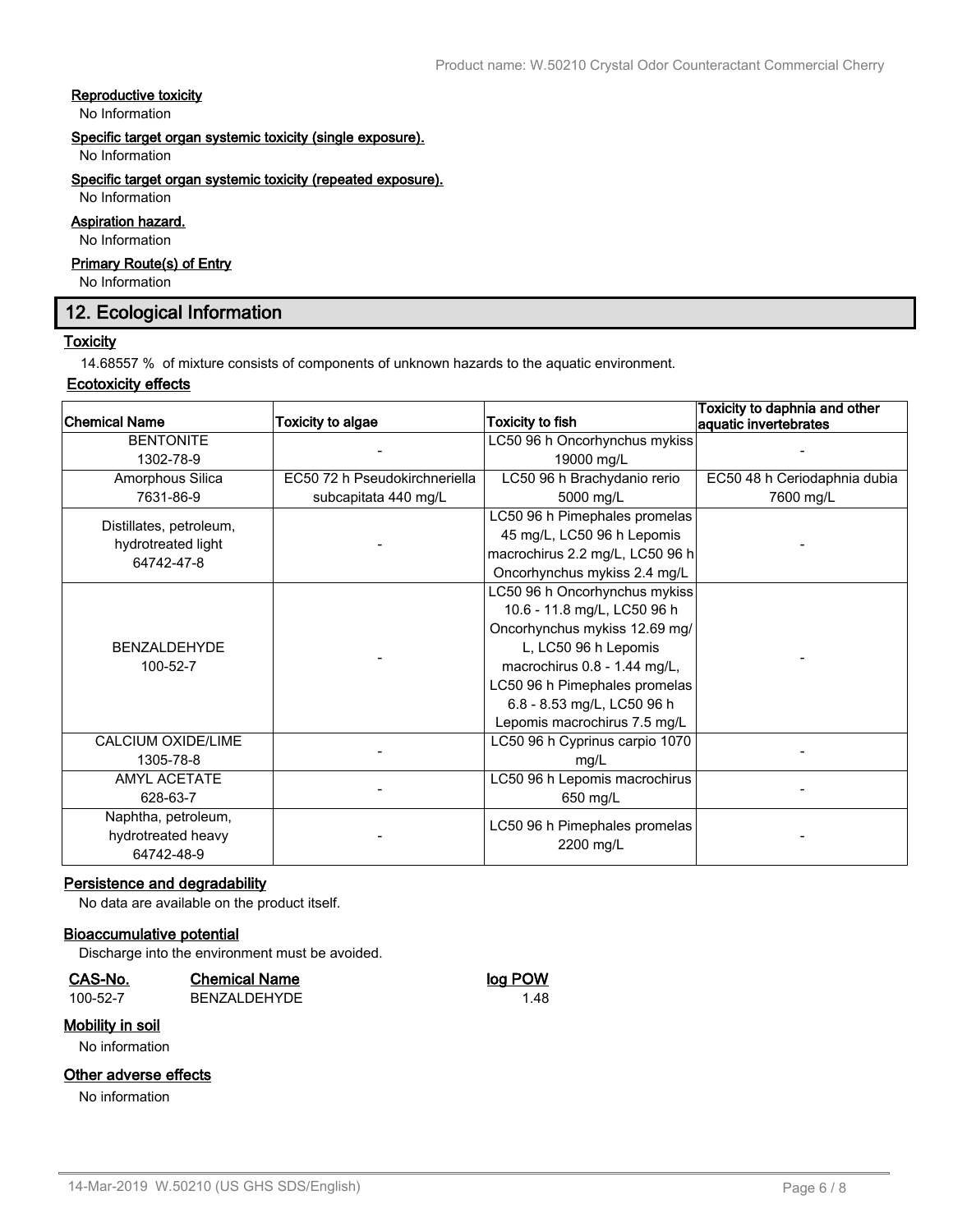#### Reproductive toxicity

No Information

#### Specific target organ systemic toxicity (single exposure).

No Information

#### Specific target organ systemic toxicity (repeated exposure).

No Information

#### Aspiration hazard.

No Information

#### Primary Route(s) of Entry

No Information

## 12. Ecological Information

### Toxicity

14.68557 % of mixture consists of components of unknown hazards to the aquatic environment.

### Ecotoxicity effects

| Chemical Name | Toxicity to algae | Toxicity to fish | Toxicity to daphnia and other aquatic invertebrates |
|---|---|---|---|
| BENTONITE 1302-78-9 | - | LC50 96 h Oncorhynchus mykiss 19000 mg/L | - |
| Amorphous Silica 7631-86-9 | EC50 72 h Pseudokirchneriella subcapitata 440 mg/L | LC50 96 h Brachydanio rerio 5000 mg/L | EC50 48 h Ceriodaphnia dubia 7600 mg/L |
| Distillates, petroleum, hydrotreated light 64742-47-8 | - | LC50 96 h Pimephales promelas 45 mg/L, LC50 96 h Lepomis macrochirus 2.2 mg/L, LC50 96 h Oncorhynchus mykiss 2.4 mg/L | - |
| BENZALDEHYDE 100-52-7 | - | LC50 96 h Oncorhynchus mykiss 10.6 - 11.8 mg/L, LC50 96 h Oncorhynchus mykiss 12.69 mg/L, LC50 96 h Lepomis macrochirus 0.8 - 1.44 mg/L, LC50 96 h Pimephales promelas 6.8 - 8.53 mg/L, LC50 96 h Lepomis macrochirus 7.5 mg/L | - |
| CALCIUM OXIDE/LIME 1305-78-8 | - | LC50 96 h Cyprinus carpio 1070 mg/L | - |
| AMYL ACETATE 628-63-7 | - | LC50 96 h Lepomis macrochirus 650 mg/L | - |
| Naphtha, petroleum, hydrotreated heavy 64742-48-9 | - | LC50 96 h Pimephales promelas 2200 mg/L | - |

### Persistence and degradability

No data are available on the product itself.

### Bioaccumulative potential

Discharge into the environment must be avoided.

| CAS-No. | Chemical Name | log POW |
|---|---|---|
| 100-52-7 | BENZALDEHYDE | 1.48 |

### Mobility in soil

No information

### Other adverse effects

No information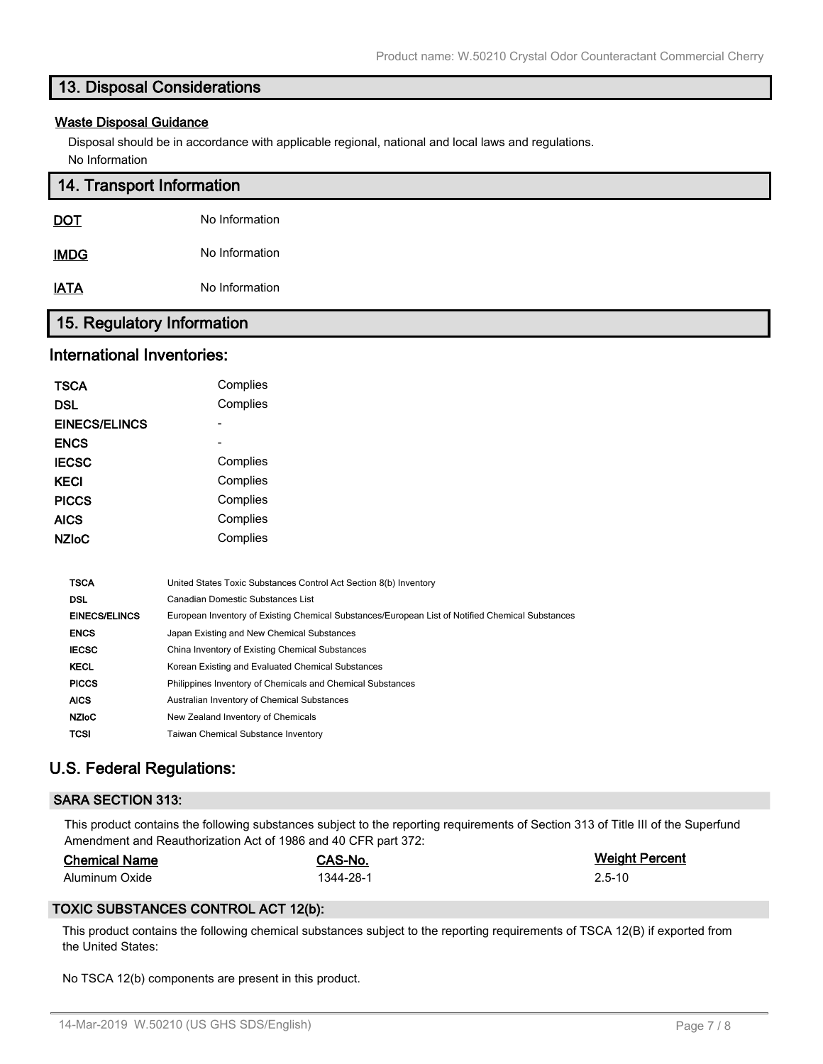## 13. Disposal Considerations

### Waste Disposal Guidance

Disposal should be in accordance with applicable regional, national and local laws and regulations.

No Information

## 14. Transport Information

| | |
|---|---|
| **DOT** | No Information |
| **IMDG** | No Information |
| **IATA** | No Information |

## 15. Regulatory Information

### International Inventories:

| | |
|---|---|
| **TSCA** | Complies |
| **DSL** | Complies |
| **EINECS/ELINCS** | - |
| **ENCS** | - |
| **IECSC** | Complies |
| **KECI** | Complies |
| **PICCS** | Complies |
| **AICS** | Complies |
| **NZIoC** | Complies |

| | |
|---|---|
| **TSCA** | United States Toxic Substances Control Act Section 8(b) Inventory |
| **DSL** | Canadian Domestic Substances List |
| **EINECS/ELINCS** | European Inventory of Existing Chemical Substances/European List of Notified Chemical Substances |
| **ENCS** | Japan Existing and New Chemical Substances |
| **IECSC** | China Inventory of Existing Chemical Substances |
| **KECL** | Korean Existing and Evaluated Chemical Substances |
| **PICCS** | Philippines Inventory of Chemicals and Chemical Substances |
| **AICS** | Australian Inventory of Chemical Substances |
| **NZIoC** | New Zealand Inventory of Chemicals |
| **TCSI** | Taiwan Chemical Substance Inventory |

### U.S. Federal Regulations:

#### SARA SECTION 313:

This product contains the following substances subject to the reporting requirements of Section 313 of Title III of the Superfund Amendment and Reauthorization Act of 1986 and 40 CFR part 372:

| Chemical Name | CAS-No. | Weight Percent |
|---|---|---|
| Aluminum Oxide | 1344-28-1 | 2.5-10 |

#### TOXIC SUBSTANCES CONTROL ACT 12(b):

This product contains the following chemical substances subject to the reporting requirements of TSCA 12(B) if exported from the United States:

No TSCA 12(b) components are present in this product.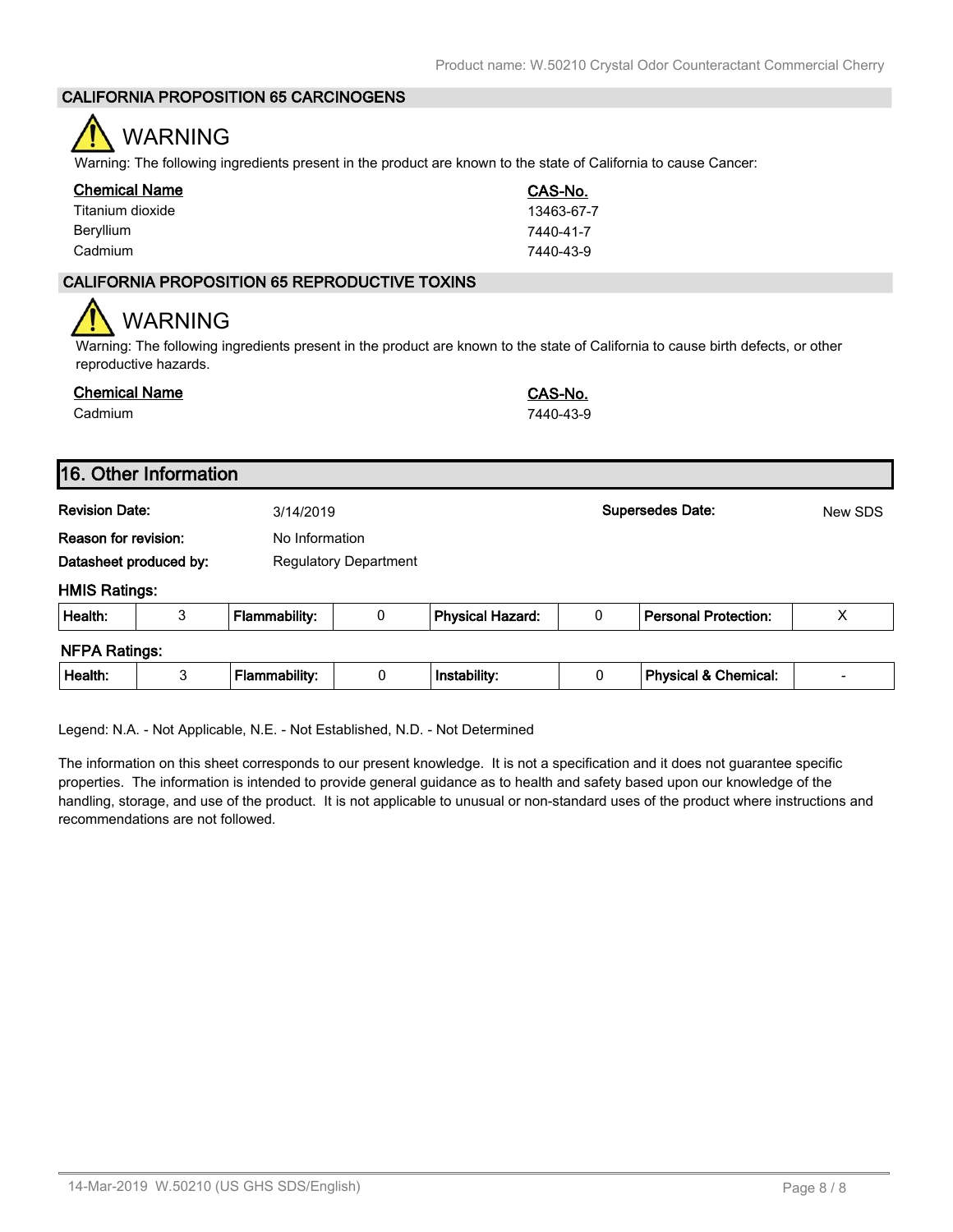## CALIFORNIA PROPOSITION 65 CARCINOGENS

WARNING

Warning: The following ingredients present in the product are known to the state of California to cause Cancer:

| Chemical Name | CAS-No. |
|---|---|
| Titanium dioxide | 13463-67-7 |
| Beryllium | 7440-41-7 |
| Cadmium | 7440-43-9 |

## CALIFORNIA PROPOSITION 65 REPRODUCTIVE TOXINS

WARNING

Warning: The following ingredients present in the product are known to the state of California to cause birth defects, or other reproductive hazards.

| Chemical Name | CAS-No. |
|---|---|
| Cadmium | 7440-43-9 |

# 16. Other Information

**Revision Date:** 3/14/2019

**Supersedes Date:** New SDS

**Reason for revision:** No Information

**Datasheet produced by:** Regulatory Department

**HMIS Ratings:**

| | | | | | | | |
|---|---|---|---|---|---|---|---|
| **Health:** | 3 | **Flammability:** | 0 | **Physical Hazard:** | 0 | **Personal Protection:** | X |

**NFPA Ratings:**

| | | | | | | | |
|---|---|---|---|---|---|---|---|
| **Health:** | 3 | **Flammability:** | 0 | **Instability:** | 0 | **Physical & Chemical:** | - |

Legend: N.A. - Not Applicable, N.E. - Not Established, N.D. - Not Determined

The information on this sheet corresponds to our present knowledge. It is not a specification and it does not guarantee specific properties. The information is intended to provide general guidance as to health and safety based upon our knowledge of the handling, storage, and use of the product. It is not applicable to unusual or non-standard uses of the product where instructions and recommendations are not followed.